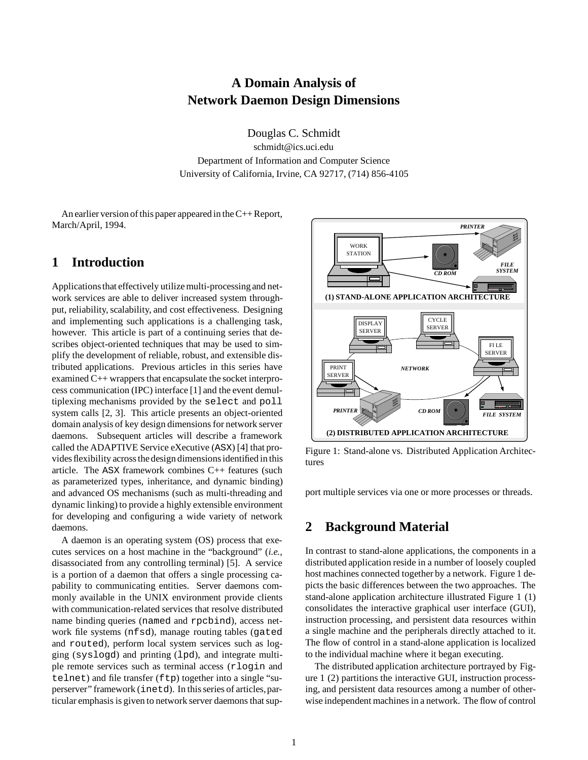# A Domain Analysis of Network Daemon Design Dimensions

Douglas C. Schmidt

schmidt@ics.uci.edu

Department of Information and Computer Science

University of California, Irvine, CA 92717, (714) 856-4105

An earlier version of this paper appeared in the C++ Report, March/April, 1994.

## 1 Introduction

Applications that effectively utilize multi-processing and network services are able to deliver increased system throughput, reliability, scalability, and cost effectiveness. Designing and implementing such applications is a challenging task, however. This article is part of a continuing series that describes object-oriented techniques that may be used to simplify the development of reliable, robust, and extensible distributed applications. Previous articles in this series have examined C++ wrappers that encapsulate the socket interprocess communication (IPC) interface [1] and the event demultiplexing mechanisms provided by the `select` and `poll` system calls [2, 3]. This article presents an object-oriented domain analysis of key design dimensions for network server daemons. Subsequent articles will describe a framework called the ADAPTIVE Service eXecutive (ASX) [4] that provides flexibility across the design dimensions identified in this article. The ASX framework combines C++ features (such as parameterized types, inheritance, and dynamic binding) and advanced OS mechanisms (such as multi-threading and dynamic linking) to provide a highly extensible environment for developing and configuring a wide variety of network daemons.

A daemon is an operating system (OS) process that executes services on a host machine in the "background" (*i.e.,* disassociated from any controlling terminal) [5]. A service is a portion of a daemon that offers a single processing capability to communicating entities. Server daemons commonly available in the UNIX environment provide clients with communication-related services that resolve distributed name binding queries (`named` and `rpcbind`), access network file systems (`nfsd`), manage routing tables (`gated` and `routed`), perform local system services such as logging (`syslogd`) and printing (`lpd`), and integrate multiple remote services such as terminal access (`rlogin` and `telnet`) and file transfer (`ftp`) together into a single "superserver" framework (`inetd`). In this series of articles, particular emphasis is given to network server daemons that support multiple services via one or more processes or threads.

Figure 1: Stand-alone vs. Distributed Application Architectures

## 2 Background Material

In contrast to stand-alone applications, the components in a distributed application reside in a number of loosely coupled host machines connected together by a network. Figure 1 depicts the basic differences between the two approaches. The stand-alone application architecture illustrated Figure 1 (1) consolidates the interactive graphical user interface (GUI), instruction processing, and persistent data resources within a single machine and the peripherals directly attached to it. The flow of control in a stand-alone application is localized to the individual machine where it began executing.

The distributed application architecture portrayed by Figure 1 (2) partitions the interactive GUI, instruction processing, and persistent data resources among a number of otherwise independent machines in a network. The flow of control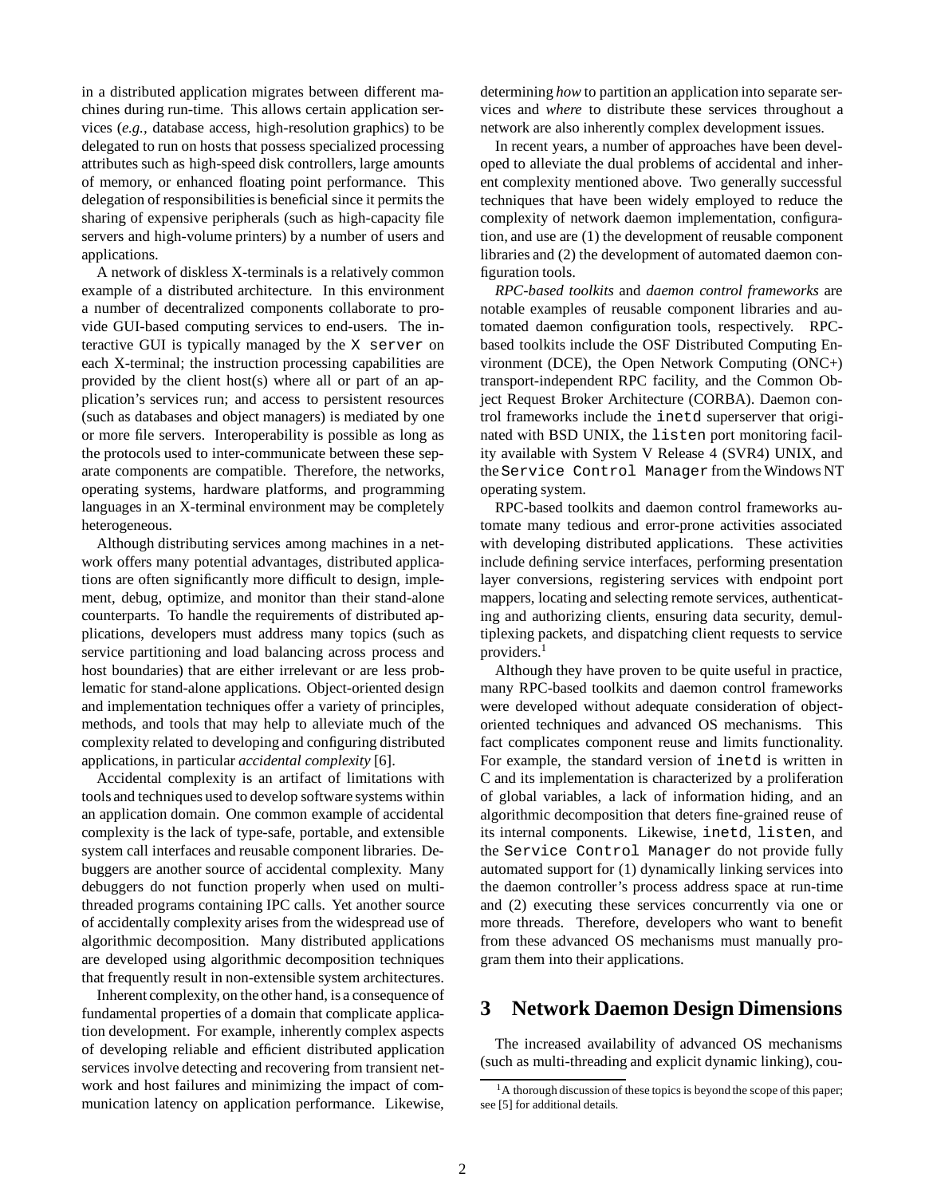in a distributed application migrates between different machines during run-time. This allows certain application services (*e.g.,* database access, high-resolution graphics) to be delegated to run on hosts that possess specialized processing attributes such as high-speed disk controllers, large amounts of memory, or enhanced floating point performance. This delegation of responsibilities is beneficial since it permits the sharing of expensive peripherals (such as high-capacity file servers and high-volume printers) by a number of users and applications.

A network of diskless X-terminals is a relatively common example of a distributed architecture. In this environment a number of decentralized components collaborate to provide GUI-based computing services to end-users. The interactive GUI is typically managed by the `X server` on each X-terminal; the instruction processing capabilities are provided by the client host(s) where all or part of an application's services run; and access to persistent resources (such as databases and object managers) is mediated by one or more file servers. Interoperability is possible as long as the protocols used to inter-communicate between these separate components are compatible. Therefore, the networks, operating systems, hardware platforms, and programming languages in an X-terminal environment may be completely heterogeneous.

Although distributing services among machines in a network offers many potential advantages, distributed applications are often significantly more difficult to design, implement, debug, optimize, and monitor than their stand-alone counterparts. To handle the requirements of distributed applications, developers must address many topics (such as service partitioning and load balancing across process and host boundaries) that are either irrelevant or are less problematic for stand-alone applications. Object-oriented design and implementation techniques offer a variety of principles, methods, and tools that may help to alleviate much of the complexity related to developing and configuring distributed applications, in particular *accidental complexity* [6].

Accidental complexity is an artifact of limitations with tools and techniques used to develop software systems within an application domain. One common example of accidental complexity is the lack of type-safe, portable, and extensible system call interfaces and reusable component libraries. Debuggers are another source of accidental complexity. Many debuggers do not function properly when used on multi-threaded programs containing IPC calls. Yet another source of accidentally complexity arises from the widespread use of algorithmic decomposition. Many distributed applications are developed using algorithmic decomposition techniques that frequently result in non-extensible system architectures.

Inherent complexity, on the other hand, is a consequence of fundamental properties of a domain that complicate application development. For example, inherently complex aspects of developing reliable and efficient distributed application services involve detecting and recovering from transient network and host failures and minimizing the impact of communication latency on application performance. Likewise, determining *how* to partition an application into separate services and *where* to distribute these services throughout a network are also inherently complex development issues.

In recent years, a number of approaches have been developed to alleviate the dual problems of accidental and inherent complexity mentioned above. Two generally successful techniques that have been widely employed to reduce the complexity of network daemon implementation, configuration, and use are (1) the development of reusable component libraries and (2) the development of automated daemon configuration tools.

*RPC-based toolkits* and *daemon control frameworks* are notable examples of reusable component libraries and automated daemon configuration tools, respectively. RPC-based toolkits include the OSF Distributed Computing Environment (DCE), the Open Network Computing (ONC+) transport-independent RPC facility, and the Common Object Request Broker Architecture (CORBA). Daemon control frameworks include the `inetd` superserver that originated with BSD UNIX, the `listen` port monitoring facility available with System V Release 4 (SVR4) UNIX, and the `Service Control Manager` from the Windows NT operating system.

RPC-based toolkits and daemon control frameworks automate many tedious and error-prone activities associated with developing distributed applications. These activities include defining service interfaces, performing presentation layer conversions, registering services with endpoint port mappers, locating and selecting remote services, authenticating and authorizing clients, ensuring data security, demultiplexing packets, and dispatching client requests to service providers.[1]

Although they have proven to be quite useful in practice, many RPC-based toolkits and daemon control frameworks were developed without adequate consideration of object-oriented techniques and advanced OS mechanisms. This fact complicates component reuse and limits functionality. For example, the standard version of `inetd` is written in C and its implementation is characterized by a proliferation of global variables, a lack of information hiding, and an algorithmic decomposition that deters fine-grained reuse of its internal components. Likewise, `inetd`, `listen`, and the `Service Control Manager` do not provide fully automated support for (1) dynamically linking services into the daemon controller's process address space at run-time and (2) executing these services concurrently via one or more threads. Therefore, developers who want to benefit from these advanced OS mechanisms must manually program them into their applications.

## 3 Network Daemon Design Dimensions

The increased availability of advanced OS mechanisms (such as multi-threading and explicit dynamic linking), cou-

[1] A thorough discussion of these topics is beyond the scope of this paper; see [5] for additional details.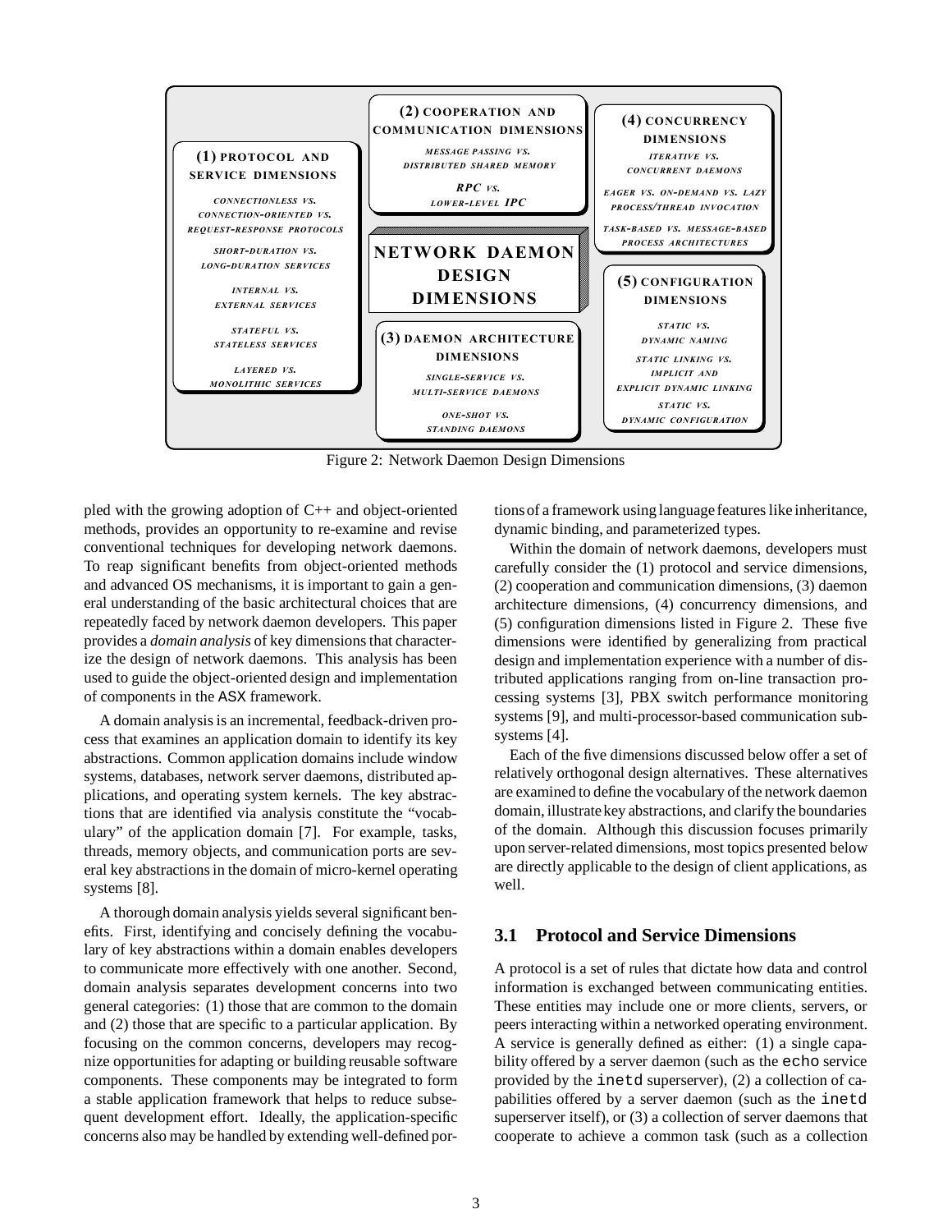**(1) PROTOCOL AND SERVICE DIMENSIONS**

- CONNECTIONLESS VS. CONNECTION-ORIENTED VS. REQUEST-RESPONSE PROTOCOLS
- SHORT-DURATION VS. LONG-DURATION SERVICES
- INTERNAL VS. EXTERNAL SERVICES
- STATEFUL VS. STATELESS SERVICES
- LAYERED VS. MONOLITHIC SERVICES

**(2) COOPERATION AND COMMUNICATION DIMENSIONS**

- MESSAGE PASSING VS. DISTRIBUTED SHARED MEMORY
- RPC VS. LOWER-LEVEL IPC

**NETWORK DAEMON DESIGN DIMENSIONS**

**(3) DAEMON ARCHITECTURE DIMENSIONS**

- SINGLE-SERVICE VS. MULTI-SERVICE DAEMONS
- ONE-SHOT VS. STANDING DAEMONS

**(4) CONCURRENCY DIMENSIONS**

- ITERATIVE VS. CONCURRENT DAEMONS
- EAGER VS. ON-DEMAND VS. LAZY PROCESS/THREAD INVOCATION
- TASK-BASED VS. MESSAGE-BASED PROCESS ARCHITECTURES

**(5) CONFIGURATION DIMENSIONS**

- STATIC VS. DYNAMIC NAMING
- STATIC LINKING VS. IMPLICIT AND EXPLICIT DYNAMIC LINKING
- STATIC VS. DYNAMIC CONFIGURATION

Figure 2: Network Daemon Design Dimensions

pled with the growing adoption of C++ and object-oriented methods, provides an opportunity to re-examine and revise conventional techniques for developing network daemons. To reap significant benefits from object-oriented methods and advanced OS mechanisms, it is important to gain a general understanding of the basic architectural choices that are repeatedly faced by network daemon developers. This paper provides a *domain analysis* of key dimensions that characterize the design of network daemons. This analysis has been used to guide the object-oriented design and implementation of components in the ASX framework.

A domain analysis is an incremental, feedback-driven process that examines an application domain to identify its key abstractions. Common application domains include window systems, databases, network server daemons, distributed applications, and operating system kernels. The key abstractions that are identified via analysis constitute the "vocabulary" of the application domain [7]. For example, tasks, threads, memory objects, and communication ports are several key abstractions in the domain of micro-kernel operating systems [8].

A thorough domain analysis yields several significant benefits. First, identifying and concisely defining the vocabulary of key abstractions within a domain enables developers to communicate more effectively with one another. Second, domain analysis separates development concerns into two general categories: (1) those that are common to the domain and (2) those that are specific to a particular application. By focusing on the common concerns, developers may recognize opportunities for adapting or building reusable software components. These components may be integrated to form a stable application framework that helps to reduce subsequent development effort. Ideally, the application-specific concerns also may be handled by extending well-defined portions of a framework using language features like inheritance, dynamic binding, and parameterized types.

Within the domain of network daemons, developers must carefully consider the (1) protocol and service dimensions, (2) cooperation and communication dimensions, (3) daemon architecture dimensions, (4) concurrency dimensions, and (5) configuration dimensions listed in Figure 2. These five dimensions were identified by generalizing from practical design and implementation experience with a number of distributed applications ranging from on-line transaction processing systems [3], PBX switch performance monitoring systems [9], and multi-processor-based communication subsystems [4].

Each of the five dimensions discussed below offer a set of relatively orthogonal design alternatives. These alternatives are examined to define the vocabulary of the network daemon domain, illustrate key abstractions, and clarify the boundaries of the domain. Although this discussion focuses primarily upon server-related dimensions, most topics presented below are directly applicable to the design of client applications, as well.

### 3.1 Protocol and Service Dimensions

A protocol is a set of rules that dictate how data and control information is exchanged between communicating entities. These entities may include one or more clients, servers, or peers interacting within a networked operating environment. A service is generally defined as either: (1) a single capability offered by a server daemon (such as the `echo` service provided by the `inetd` superserver), (2) a collection of capabilities offered by a server daemon (such as the `inetd` superserver itself), or (3) a collection of server daemons that cooperate to achieve a common task (such as a collection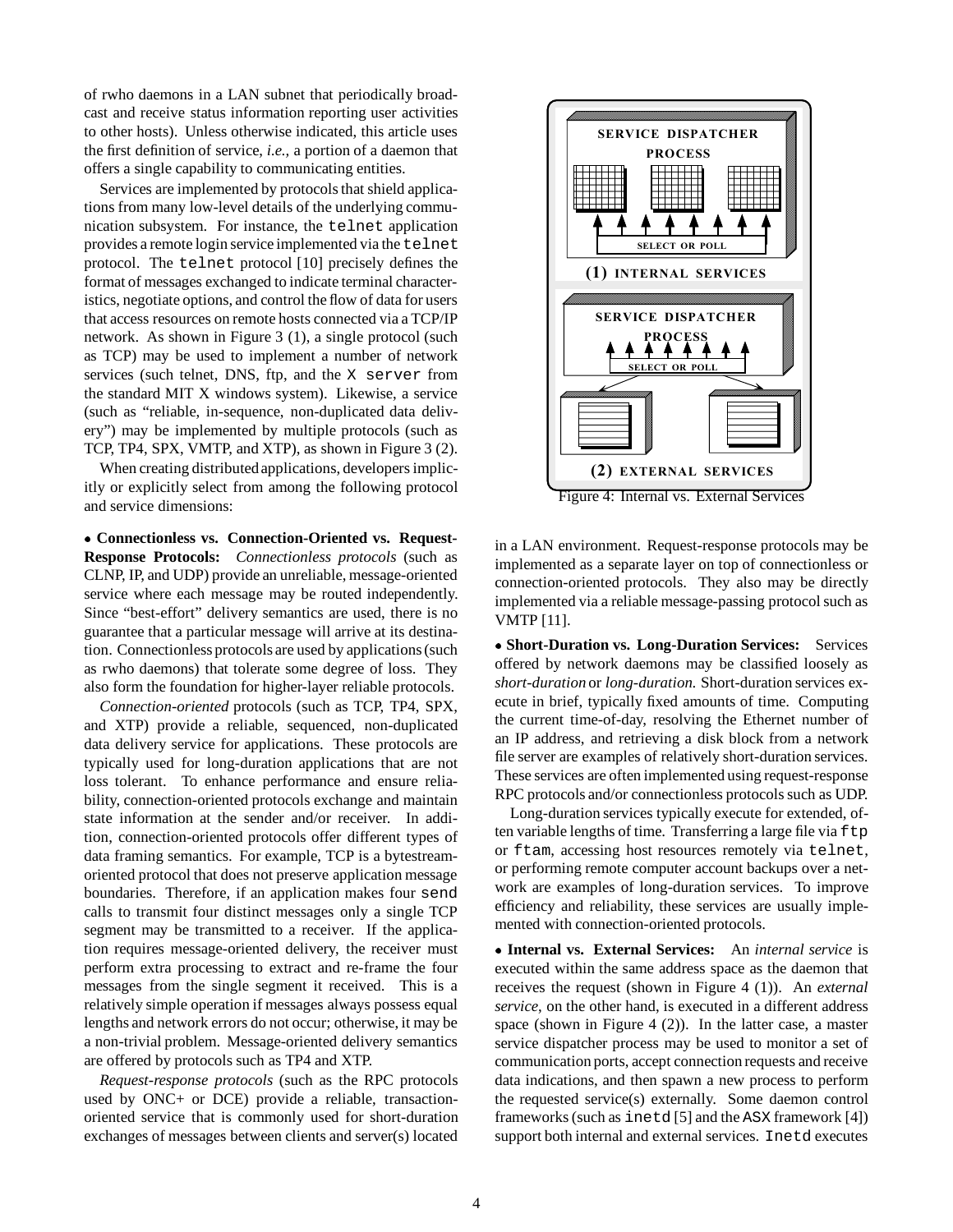of rwho daemons in a LAN subnet that periodically broadcast and receive status information reporting user activities to other hosts). Unless otherwise indicated, this article uses the first definition of service, *i.e.,* a portion of a daemon that offers a single capability to communicating entities.

Services are implemented by protocols that shield applications from many low-level details of the underlying communication subsystem. For instance, the `telnet` application provides a remote login service implemented via the `telnet` protocol. The `telnet` protocol [10] precisely defines the format of messages exchanged to indicate terminal characteristics, negotiate options, and control the flow of data for users that access resources on remote hosts connected via a TCP/IP network. As shown in Figure 3 (1), a single protocol (such as TCP) may be used to implement a number of network services (such telnet, DNS, ftp, and the `X server` from the standard MIT X windows system). Likewise, a service (such as "reliable, in-sequence, non-duplicated data delivery") may be implemented by multiple protocols (such as TCP, TP4, SPX, VMTP, and XTP), as shown in Figure 3 (2).

When creating distributed applications, developers implicitly or explicitly select from among the following protocol and service dimensions:

• **Connectionless vs. Connection-Oriented vs. Request-Response Protocols:** *Connectionless protocols* (such as CLNP, IP, and UDP) provide an unreliable, message-oriented service where each message may be routed independently. Since "best-effort" delivery semantics are used, there is no guarantee that a particular message will arrive at its destination. Connectionless protocols are used by applications (such as rwho daemons) that tolerate some degree of loss. They also form the foundation for higher-layer reliable protocols.

*Connection-oriented* protocols (such as TCP, TP4, SPX, and XTP) provide a reliable, sequenced, non-duplicated data delivery service for applications. These protocols are typically used for long-duration applications that are not loss tolerant. To enhance performance and ensure reliability, connection-oriented protocols exchange and maintain state information at the sender and/or receiver. In addition, connection-oriented protocols offer different types of data framing semantics. For example, TCP is a bytestream-oriented protocol that does not preserve application message boundaries. Therefore, if an application makes four `send` calls to transmit four distinct messages only a single TCP segment may be transmitted to a receiver. If the application requires message-oriented delivery, the receiver must perform extra processing to extract and re-frame the four messages from the single segment it received. This is a relatively simple operation if messages always possess equal lengths and network errors do not occur; otherwise, it may be a non-trivial problem. Message-oriented delivery semantics are offered by protocols such as TP4 and XTP.

*Request-response protocols* (such as the RPC protocols used by ONC+ or DCE) provide a reliable, transaction-oriented service that is commonly used for short-duration exchanges of messages between clients and server(s) located in a LAN environment. Request-response protocols may be implemented as a separate layer on top of connectionless or connection-oriented protocols. They also may be directly implemented via a reliable message-passing protocol such as VMTP [11].

SERVICE DISPATCHER PROCESS

SELECT OR POLL

(1) INTERNAL SERVICES

SERVICE DISPATCHER PROCESS

SELECT OR POLL

(2) EXTERNAL SERVICES

Figure 4: Internal vs. External Services

• **Short-Duration vs. Long-Duration Services:** Services offered by network daemons may be classified loosely as *short-duration* or *long-duration.* Short-duration services execute in brief, typically fixed amounts of time. Computing the current time-of-day, resolving the Ethernet number of an IP address, and retrieving a disk block from a network file server are examples of relatively short-duration services. These services are often implemented using request-response RPC protocols and/or connectionless protocols such as UDP.

Long-duration services typically execute for extended, often variable lengths of time. Transferring a large file via `ftp` or `ftam`, accessing host resources remotely via `telnet`, or performing remote computer account backups over a network are examples of long-duration services. To improve efficiency and reliability, these services are usually implemented with connection-oriented protocols.

• **Internal vs. External Services:** An *internal service* is executed within the same address space as the daemon that receives the request (shown in Figure 4 (1)). An *external service,* on the other hand, is executed in a different address space (shown in Figure 4 (2)). In the latter case, a master service dispatcher process may be used to monitor a set of communication ports, accept connection requests and receive data indications, and then spawn a new process to perform the requested service(s) externally. Some daemon control frameworks (such as `inetd` [5] and the `ASX` framework [4]) support both internal and external services. `Inetd` executes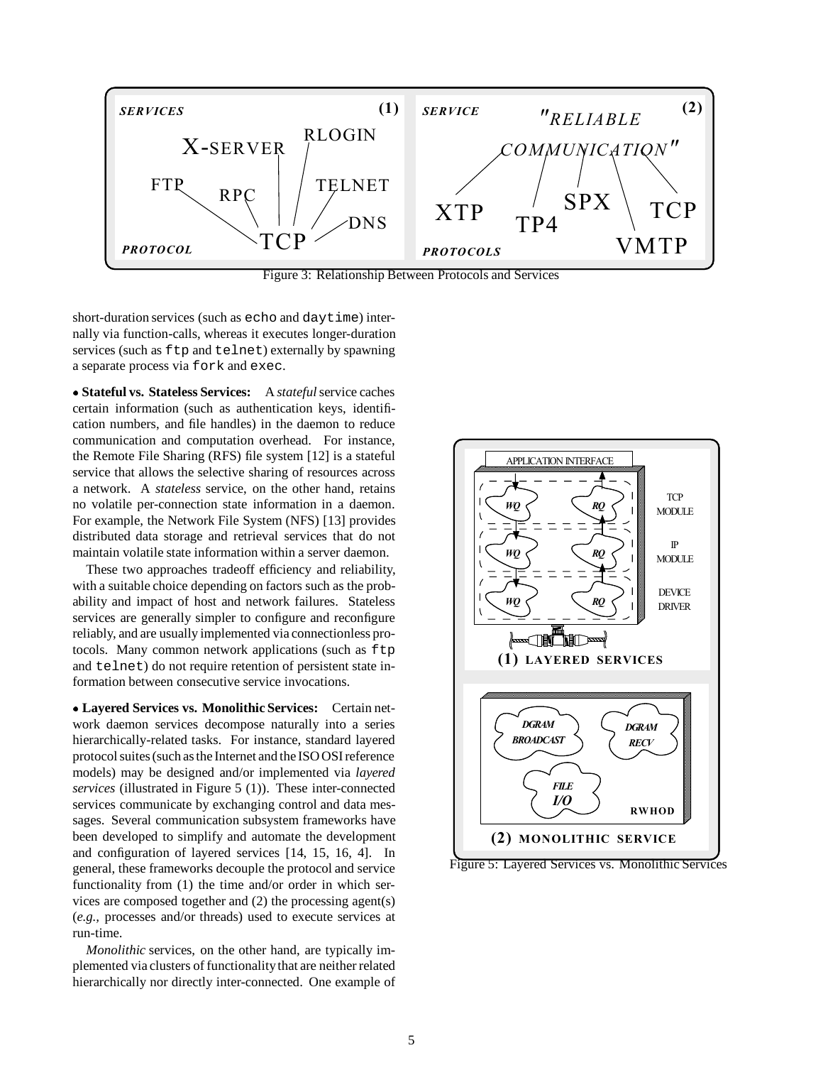Figure 3: Relationship Between Protocols and Services

short-duration services (such as `echo` and `daytime`) internally via function-calls, whereas it executes longer-duration services (such as `ftp` and `telnet`) externally by spawning a separate process via `fork` and `exec`.

- **Stateful vs. Stateless Services:** A *stateful* service caches certain information (such as authentication keys, identification numbers, and file handles) in the daemon to reduce communication and computation overhead. For instance, the Remote File Sharing (RFS) file system [12] is a stateful service that allows the selective sharing of resources across a network. A *stateless* service, on the other hand, retains no volatile per-connection state information in a daemon. For example, the Network File System (NFS) [13] provides distributed data storage and retrieval services that do not maintain volatile state information within a server daemon.

These two approaches tradeoff efficiency and reliability, with a suitable choice depending on factors such as the probability and impact of host and network failures. Stateless services are generally simpler to configure and reconfigure reliably, and are usually implemented via connectionless protocols. Many common network applications (such as `ftp` and `telnet`) do not require retention of persistent state information between consecutive service invocations.

- **Layered Services vs. Monolithic Services:** Certain network daemon services decompose naturally into a series hierarchically-related tasks. For instance, standard layered protocol suites (such as the Internet and the ISO OSI reference models) may be designed and/or implemented via *layered services* (illustrated in Figure 5 (1)). These inter-connected services communicate by exchanging control and data messages. Several communication subsystem frameworks have been developed to simplify and automate the development and configuration of layered services [14, 15, 16, 4]. In general, these frameworks decouple the protocol and service functionality from (1) the time and/or order in which services are composed together and (2) the processing agent(s) (*e.g.,* processes and/or threads) used to execute services at run-time.

*Monolithic* services, on the other hand, are typically implemented via clusters of functionality that are neither related hierarchically nor directly inter-connected. One example of

Figure 5: Layered Services vs. Monolithic Services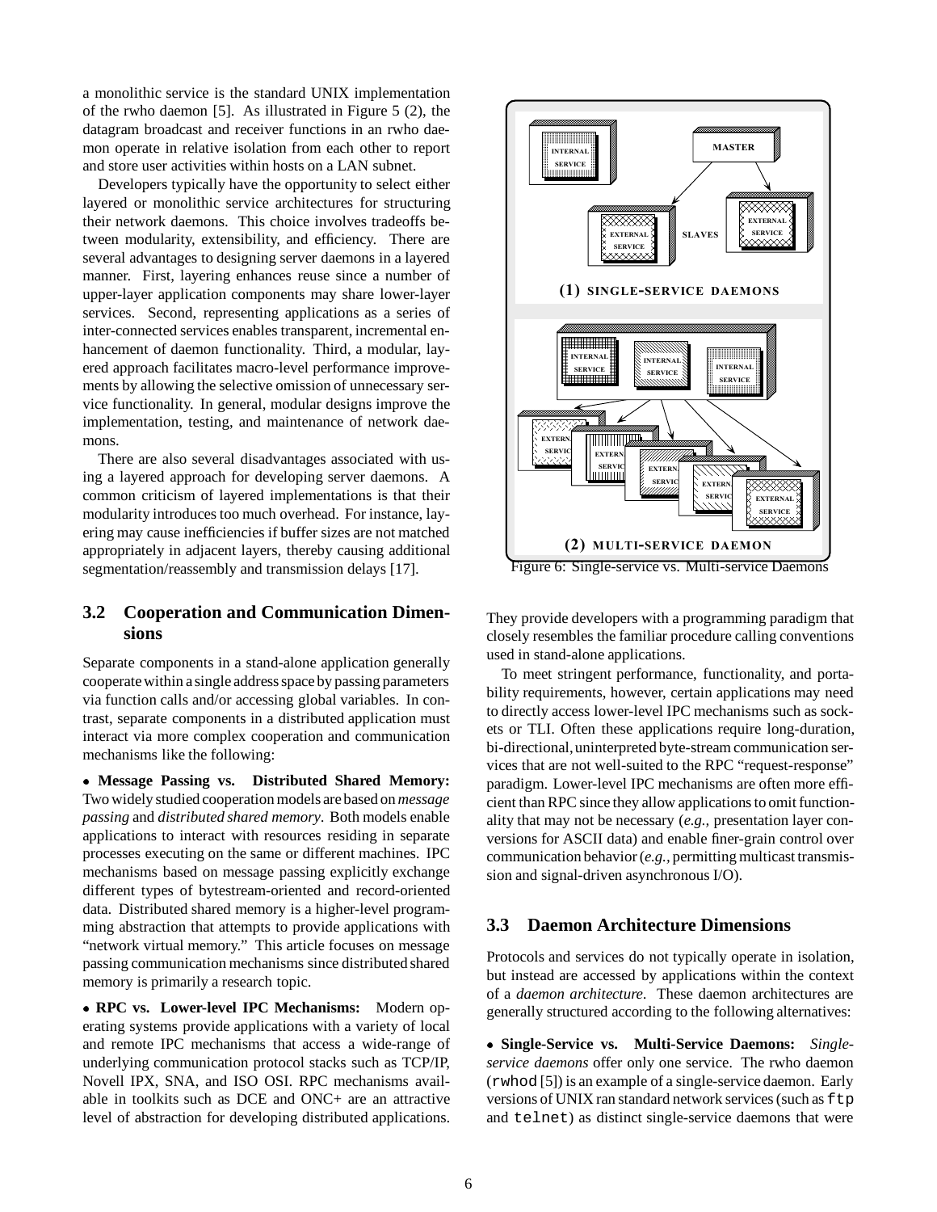a monolithic service is the standard UNIX implementation of the rwho daemon [5]. As illustrated in Figure 5 (2), the datagram broadcast and receiver functions in an rwho daemon operate in relative isolation from each other to report and store user activities within hosts on a LAN subnet.

Developers typically have the opportunity to select either layered or monolithic service architectures for structuring their network daemons. This choice involves tradeoffs between modularity, extensibility, and efficiency. There are several advantages to designing server daemons in a layered manner. First, layering enhances reuse since a number of upper-layer application components may share lower-layer services. Second, representing applications as a series of inter-connected services enables transparent, incremental enhancement of daemon functionality. Third, a modular, layered approach facilitates macro-level performance improvements by allowing the selective omission of unnecessary service functionality. In general, modular designs improve the implementation, testing, and maintenance of network daemons.

There are also several disadvantages associated with using a layered approach for developing server daemons. A common criticism of layered implementations is that their modularity introduces too much overhead. For instance, layering may cause inefficiencies if buffer sizes are not matched appropriately in adjacent layers, thereby causing additional segmentation/reassembly and transmission delays [17].

## 3.2 Cooperation and Communication Dimensions

Separate components in a stand-alone application generally cooperate within a single address space by passing parameters via function calls and/or accessing global variables. In contrast, separate components in a distributed application must interact via more complex cooperation and communication mechanisms like the following:

- **Message Passing vs. Distributed Shared Memory:** Two widely studied cooperation models are based on *message passing* and *distributed shared memory*. Both models enable applications to interact with resources residing in separate processes executing on the same or different machines. IPC mechanisms based on message passing explicitly exchange different types of bytestream-oriented and record-oriented data. Distributed shared memory is a higher-level programming abstraction that attempts to provide applications with "network virtual memory." This article focuses on message passing communication mechanisms since distributed shared memory is primarily a research topic.

- **RPC vs. Lower-level IPC Mechanisms:** Modern operating systems provide applications with a variety of local and remote IPC mechanisms that access a wide-range of underlying communication protocol stacks such as TCP/IP, Novell IPX, SNA, and ISO OSI. RPC mechanisms available in toolkits such as DCE and ONC+ are an attractive level of abstraction for developing distributed applications. They provide developers with a programming paradigm that closely resembles the familiar procedure calling conventions used in stand-alone applications.

To meet stringent performance, functionality, and portability requirements, however, certain applications may need to directly access lower-level IPC mechanisms such as sockets or TLI. Often these applications require long-duration, bi-directional, uninterpreted byte-stream communication services that are not well-suited to the RPC "request-response" paradigm. Lower-level IPC mechanisms are often more efficient than RPC since they allow applications to omit functionality that may not be necessary (*e.g.,* presentation layer conversions for ASCII data) and enable finer-grain control over communication behavior (*e.g.,* permitting multicast transmission and signal-driven asynchronous I/O).

Figure 6: Single-service vs. Multi-service Daemons

## 3.3 Daemon Architecture Dimensions

Protocols and services do not typically operate in isolation, but instead are accessed by applications within the context of a *daemon architecture*. These daemon architectures are generally structured according to the following alternatives:

- **Single-Service vs. Multi-Service Daemons:** *Single-service daemons* offer only one service. The rwho daemon (`rwhod` [5]) is an example of a single-service daemon. Early versions of UNIX ran standard network services (such as `ftp` and `telnet`) as distinct single-service daemons that were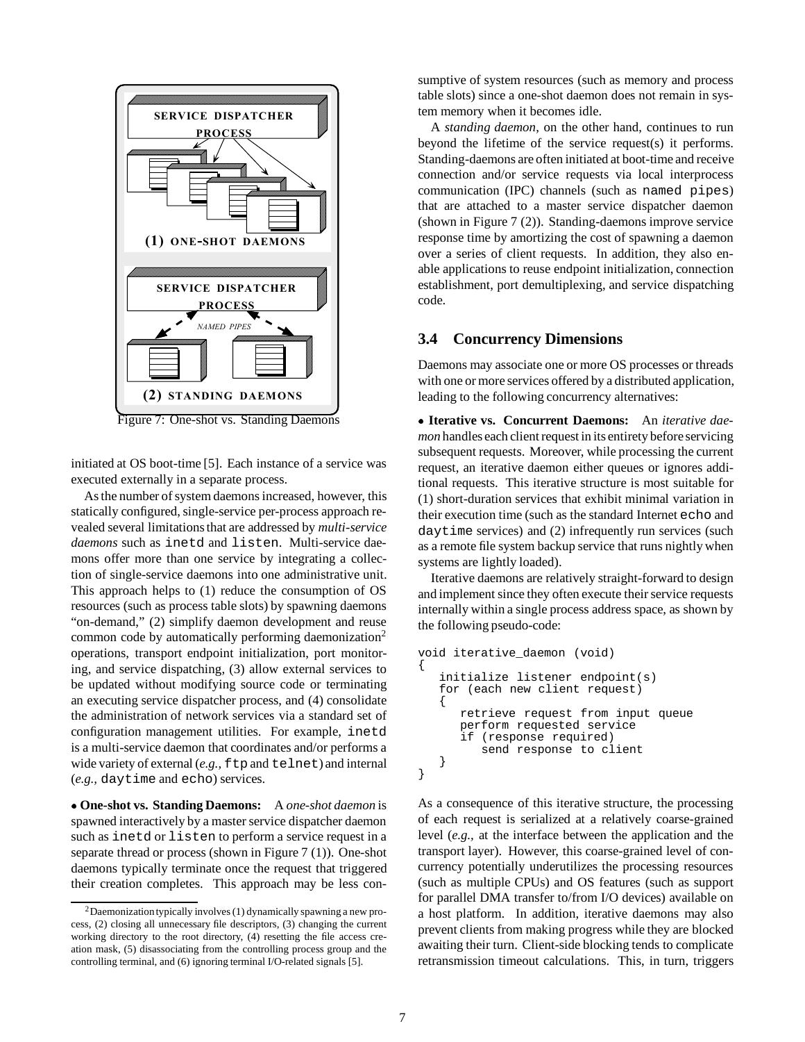Figure 7: One-shot vs. Standing Daemons

initiated at OS boot-time [5]. Each instance of a service was executed externally in a separate process.

As the number of system daemons increased, however, this statically configured, single-service per-process approach revealed several limitations that are addressed by *multi-service daemons* such as `inetd` and `listen`. Multi-service daemons offer more than one service by integrating a collection of single-service daemons into one administrative unit. This approach helps to (1) reduce the consumption of OS resources (such as process table slots) by spawning daemons "on-demand," (2) simplify daemon development and reuse common code by automatically performing daemonization[2] operations, transport endpoint initialization, port monitoring, and service dispatching, (3) allow external services to be updated without modifying source code or terminating an executing service dispatcher process, and (4) consolidate the administration of network services via a standard set of configuration management utilities. For example, `inetd` is a multi-service daemon that coordinates and/or performs a wide variety of external (*e.g.,* `ftp` and `telnet`) and internal (*e.g.,* `daytime` and `echo`) services.

- **One-shot vs. Standing Daemons:** A *one-shot daemon* is spawned interactively by a master service dispatcher daemon such as `inetd` or `listen` to perform a service request in a separate thread or process (shown in Figure 7 (1)). One-shot daemons typically terminate once the request that triggered their creation completes. This approach may be less consumptive of system resources (such as memory and process table slots) since a one-shot daemon does not remain in system memory when it becomes idle.

A *standing daemon*, on the other hand, continues to run beyond the lifetime of the service request(s) it performs. Standing-daemons are often initiated at boot-time and receive connection and/or service requests via local interprocess communication (IPC) channels (such as `named pipes`) that are attached to a master service dispatcher daemon (shown in Figure 7 (2)). Standing-daemons improve service response time by amortizing the cost of spawning a daemon over a series of client requests. In addition, they also enable applications to reuse endpoint initialization, connection establishment, port demultiplexing, and service dispatching code.

### 3.4 Concurrency Dimensions

Daemons may associate one or more OS processes or threads with one or more services offered by a distributed application, leading to the following concurrency alternatives:

- **Iterative vs. Concurrent Daemons:** An *iterative daemon* handles each client request in its entirety before servicing subsequent requests. Moreover, while processing the current request, an iterative daemon either queues or ignores additional requests. This iterative structure is most suitable for (1) short-duration services that exhibit minimal variation in their execution time (such as the standard Internet `echo` and `daytime` services) and (2) infrequently run services (such as a remote file system backup service that runs nightly when systems are lightly loaded).

Iterative daemons are relatively straight-forward to design and implement since they often execute their service requests internally within a single process address space, as shown by the following pseudo-code:

```
void iterative_daemon (void)
{
   initialize listener endpoint(s)
   for (each new client request)
   {
      retrieve request from input queue
      perform requested service
      if (response required)
         send response to client
   }
}
```

As a consequence of this iterative structure, the processing of each request is serialized at a relatively coarse-grained level (*e.g.,* at the interface between the application and the transport layer). However, this coarse-grained level of concurrency potentially underutilizes the processing resources (such as multiple CPUs) and OS features (such as support for parallel DMA transfer to/from I/O devices) available on a host platform. In addition, iterative daemons may also prevent clients from making progress while they are blocked awaiting their turn. Client-side blocking tends to complicate retransmission timeout calculations. This, in turn, triggers

[2] Daemonization typically involves (1) dynamically spawning a new process, (2) closing all unnecessary file descriptors, (3) changing the current working directory to the root directory, (4) resetting the file access creation mask, (5) disassociating from the controlling process group and the controlling terminal, and (6) ignoring terminal I/O-related signals [5].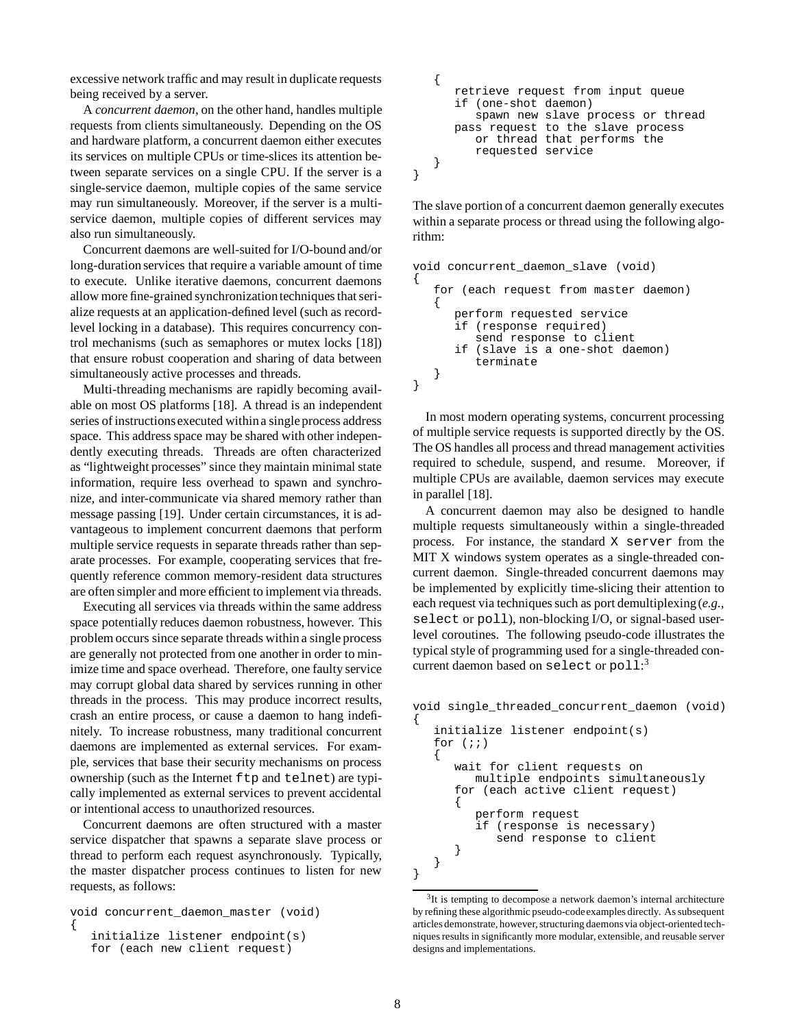excessive network traffic and may result in duplicate requests being received by a server.

A *concurrent daemon*, on the other hand, handles multiple requests from clients simultaneously. Depending on the OS and hardware platform, a concurrent daemon either executes its services on multiple CPUs or time-slices its attention between separate services on a single CPU. If the server is a single-service daemon, multiple copies of the same service may run simultaneously. Moreover, if the server is a multi-service daemon, multiple copies of different services may also run simultaneously.

Concurrent daemons are well-suited for I/O-bound and/or long-duration services that require a variable amount of time to execute. Unlike iterative daemons, concurrent daemons allow more fine-grained synchronization techniques that serialize requests at an application-defined level (such as record-level locking in a database). This requires concurrency control mechanisms (such as semaphores or mutex locks [18]) that ensure robust cooperation and sharing of data between simultaneously active processes and threads.

Multi-threading mechanisms are rapidly becoming available on most OS platforms [18]. A thread is an independent series of instructions executed within a single process address space. This address space may be shared with other independently executing threads. Threads are often characterized as "lightweight processes" since they maintain minimal state information, require less overhead to spawn and synchronize, and inter-communicate via shared memory rather than message passing [19]. Under certain circumstances, it is advantageous to implement concurrent daemons that perform multiple service requests in separate threads rather than separate processes. For example, cooperating services that frequently reference common memory-resident data structures are often simpler and more efficient to implement via threads.

Executing all services via threads within the same address space potentially reduces daemon robustness, however. This problem occurs since separate threads within a single process are generally not protected from one another in order to minimize time and space overhead. Therefore, one faulty service may corrupt global data shared by services running in other threads in the process. This may produce incorrect results, crash an entire process, or cause a daemon to hang indefinitely. To increase robustness, many traditional concurrent daemons are implemented as external services. For example, services that base their security mechanisms on process ownership (such as the Internet `ftp` and `telnet`) are typically implemented as external services to prevent accidental or intentional access to unauthorized resources.

Concurrent daemons are often structured with a master service dispatcher that spawns a separate slave process or thread to perform each request asynchronously. Typically, the master dispatcher process continues to listen for new requests, as follows:

```
void concurrent_daemon_master (void)
{
   initialize listener endpoint(s)
   for (each new client request)
   {
      retrieve request from input queue
      if (one-shot daemon)
         spawn new slave process or thread
      pass request to the slave process
         or thread that performs the
         requested service
   }
}
```

The slave portion of a concurrent daemon generally executes within a separate process or thread using the following algorithm:

```
void concurrent_daemon_slave (void)
{
   for (each request from master daemon)
   {
      perform requested service
      if (response required)
         send response to client
      if (slave is a one-shot daemon)
         terminate
   }
}
```

In most modern operating systems, concurrent processing of multiple service requests is supported directly by the OS. The OS handles all process and thread management activities required to schedule, suspend, and resume. Moreover, if multiple CPUs are available, daemon services may execute in parallel [18].

A concurrent daemon may also be designed to handle multiple requests simultaneously within a single-threaded process. For instance, the standard `X server` from the MIT X windows system operates as a single-threaded concurrent daemon. Single-threaded concurrent daemons may be implemented by explicitly time-slicing their attention to each request via techniques such as port demultiplexing (*e.g.*, `select` or `poll`), non-blocking I/O, or signal-based user-level coroutines. The following pseudo-code illustrates the typical style of programming used for a single-threaded concurrent daemon based on `select` or `poll`:[3]

```
void single_threaded_concurrent_daemon (void)
{
   initialize listener endpoint(s)
   for (;;)
   {
      wait for client requests on
         multiple endpoints simultaneously
      for (each active client request)
      {
         perform request
         if (response is necessary)
            send response to client
      }
   }
}
```

[3] It is tempting to decompose a network daemon's internal architecture by refining these algorithmic pseudo-code examples directly. As subsequent articles demonstrate, however, structuring daemons via object-oriented techniques results in significantly more modular, extensible, and reusable server designs and implementations.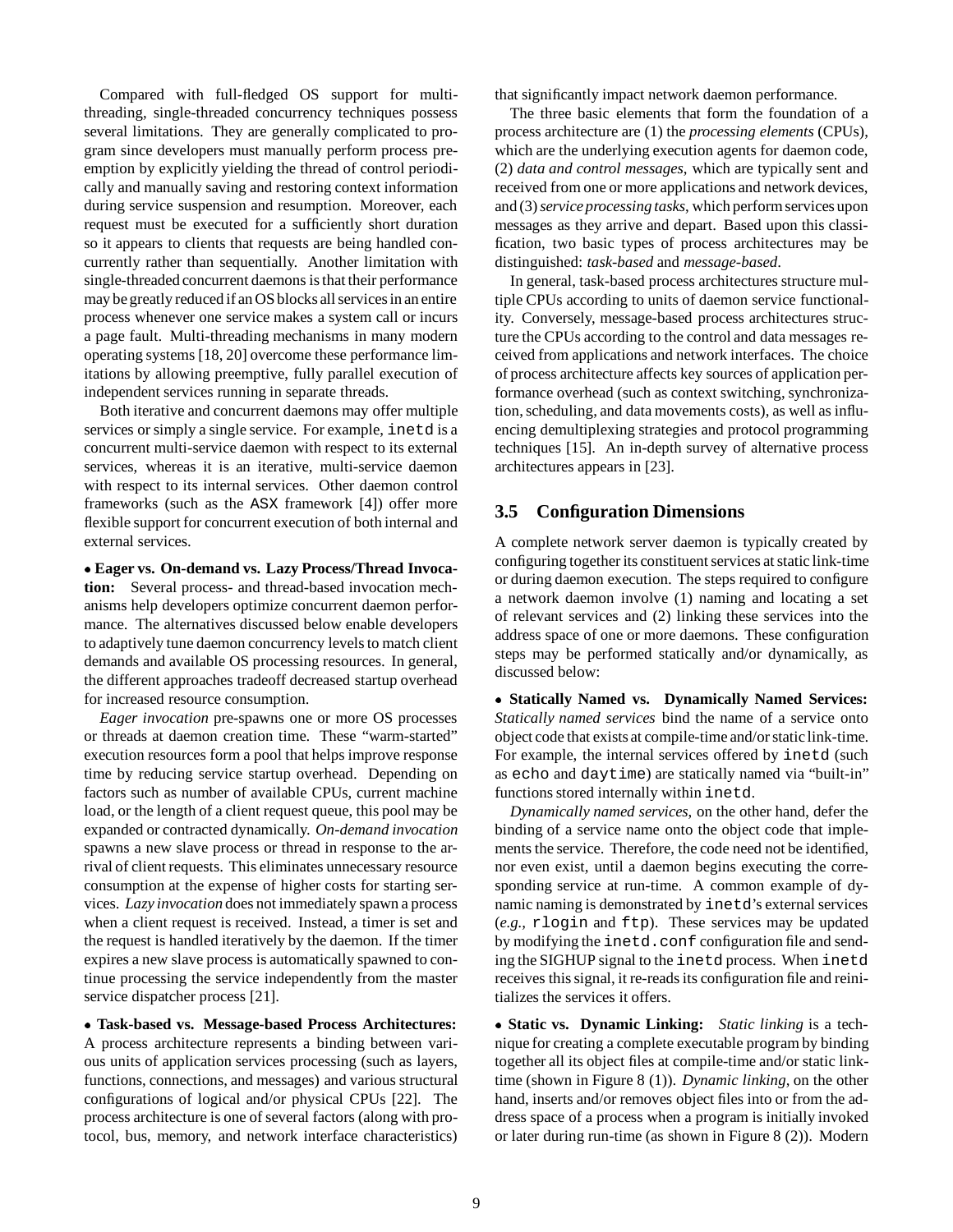Compared with full-fledged OS support for multi-threading, single-threaded concurrency techniques possess several limitations. They are generally complicated to program since developers must manually perform process preemption by explicitly yielding the thread of control periodically and manually saving and restoring context information during service suspension and resumption. Moreover, each request must be executed for a sufficiently short duration so it appears to clients that requests are being handled concurrently rather than sequentially. Another limitation with single-threaded concurrent daemons is that their performance may be greatly reduced if an OS blocks all services in an entire process whenever one service makes a system call or incurs a page fault. Multi-threading mechanisms in many modern operating systems [18, 20] overcome these performance limitations by allowing preemptive, fully parallel execution of independent services running in separate threads.

Both iterative and concurrent daemons may offer multiple services or simply a single service. For example, `inetd` is a concurrent multi-service daemon with respect to its external services, whereas it is an iterative, multi-service daemon with respect to its internal services. Other daemon control frameworks (such as the ASX framework [4]) offer more flexible support for concurrent execution of both internal and external services.

• **Eager vs. On-demand vs. Lazy Process/Thread Invocation:** Several process- and thread-based invocation mechanisms help developers optimize concurrent daemon performance. The alternatives discussed below enable developers to adaptively tune daemon concurrency levels to match client demands and available OS processing resources. In general, the different approaches tradeoff decreased startup overhead for increased resource consumption.

*Eager invocation* pre-spawns one or more OS processes or threads at daemon creation time. These "warm-started" execution resources form a pool that helps improve response time by reducing service startup overhead. Depending on factors such as number of available CPUs, current machine load, or the length of a client request queue, this pool may be expanded or contracted dynamically. *On-demand invocation* spawns a new slave process or thread in response to the arrival of client requests. This eliminates unnecessary resource consumption at the expense of higher costs for starting services. *Lazy invocation* does not immediately spawn a process when a client request is received. Instead, a timer is set and the request is handled iteratively by the daemon. If the timer expires a new slave process is automatically spawned to continue processing the service independently from the master service dispatcher process [21].

• **Task-based vs. Message-based Process Architectures:** A process architecture represents a binding between various units of application services processing (such as layers, functions, connections, and messages) and various structural configurations of logical and/or physical CPUs [22]. The process architecture is one of several factors (along with protocol, bus, memory, and network interface characteristics) that significantly impact network daemon performance.

The three basic elements that form the foundation of a process architecture are (1) the *processing elements* (CPUs), which are the underlying execution agents for daemon code, (2) *data and control messages*, which are typically sent and received from one or more applications and network devices, and (3) *service processing tasks*, which perform services upon messages as they arrive and depart. Based upon this classification, two basic types of process architectures may be distinguished: *task-based* and *message-based*.

In general, task-based process architectures structure multiple CPUs according to units of daemon service functionality. Conversely, message-based process architectures structure the CPUs according to the control and data messages received from applications and network interfaces. The choice of process architecture affects key sources of application performance overhead (such as context switching, synchronization, scheduling, and data movements costs), as well as influencing demultiplexing strategies and protocol programming techniques [15]. An in-depth survey of alternative process architectures appears in [23].

### 3.5 Configuration Dimensions

A complete network server daemon is typically created by configuring together its constituent services at static link-time or during daemon execution. The steps required to configure a network daemon involve (1) naming and locating a set of relevant services and (2) linking these services into the address space of one or more daemons. These configuration steps may be performed statically and/or dynamically, as discussed below:

• **Statically Named vs. Dynamically Named Services:** *Statically named services* bind the name of a service onto object code that exists at compile-time and/or static link-time. For example, the internal services offered by `inetd` (such as `echo` and `daytime`) are statically named via "built-in" functions stored internally within `inetd`.

*Dynamically named services*, on the other hand, defer the binding of a service name onto the object code that implements the service. Therefore, the code need not be identified, nor even exist, until a daemon begins executing the corresponding service at run-time. A common example of dynamic naming is demonstrated by `inetd`'s external services (*e.g.,* `rlogin` and `ftp`). These services may be updated by modifying the `inetd.conf` configuration file and sending the SIGHUP signal to the `inetd` process. When `inetd` receives this signal, it re-reads its configuration file and reinitializes the services it offers.

• **Static vs. Dynamic Linking:** *Static linking* is a technique for creating a complete executable program by binding together all its object files at compile-time and/or static link-time (shown in Figure 8 (1)). *Dynamic linking*, on the other hand, inserts and/or removes object files into or from the address space of a process when a program is initially invoked or later during run-time (as shown in Figure 8 (2)). Modern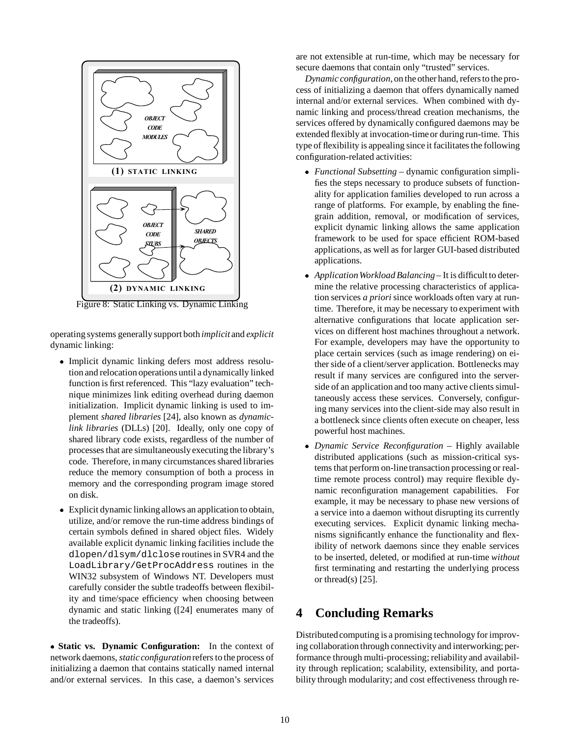Figure 8: Static Linking vs. Dynamic Linking

operating systems generally support both *implicit* and *explicit* dynamic linking:

- Implicit dynamic linking defers most address resolution and relocation operations until a dynamically linked function is first referenced. This "lazy evaluation" technique minimizes link editing overhead during daemon initialization. Implicit dynamic linking is used to implement *shared libraries* [24], also known as *dynamic-link libraries* (DLLs) [20]. Ideally, only one copy of shared library code exists, regardless of the number of processes that are simultaneously executing the library's code. Therefore, in many circumstances shared libraries reduce the memory consumption of both a process in memory and the corresponding program image stored on disk.
- Explicit dynamic linking allows an application to obtain, utilize, and/or remove the run-time address bindings of certain symbols defined in shared object files. Widely available explicit dynamic linking facilities include the `dlopen/dlsym/dlclose` routines in SVR4 and the `LoadLibrary/GetProcAddress` routines in the WIN32 subsystem of Windows NT. Developers must carefully consider the subtle tradeoffs between flexibility and time/space efficiency when choosing between dynamic and static linking ([24] enumerates many of the tradeoffs).

• **Static vs. Dynamic Configuration:** In the context of network daemons, *static configuration* refers to the process of initializing a daemon that contains statically named internal and/or external services. In this case, a daemon's services are not extensible at run-time, which may be necessary for secure daemons that contain only "trusted" services.

*Dynamic configuration*, on the other hand, refers to the process of initializing a daemon that offers dynamically named internal and/or external services. When combined with dynamic linking and process/thread creation mechanisms, the services offered by dynamically configured daemons may be extended flexibly at invocation-time or during run-time. This type of flexibility is appealing since it facilitates the following configuration-related activities:

- *Functional Subsetting* – dynamic configuration simplifies the steps necessary to produce subsets of functionality for application families developed to run across a range of platforms. For example, by enabling the fine-grain addition, removal, or modification of services, explicit dynamic linking allows the same application framework to be used for space efficient ROM-based applications, as well as for larger GUI-based distributed applications.
- *Application Workload Balancing* – It is difficult to determine the relative processing characteristics of application services *a priori* since workloads often vary at run-time. Therefore, it may be necessary to experiment with alternative configurations that locate application services on different host machines throughout a network. For example, developers may have the opportunity to place certain services (such as image rendering) on either side of a client/server application. Bottlenecks may result if many services are configured into the server-side of an application and too many active clients simultaneously access these services. Conversely, configuring many services into the client-side may also result in a bottleneck since clients often execute on cheaper, less powerful host machines.
- *Dynamic Service Reconfiguration* – Highly available distributed applications (such as mission-critical systems that perform on-line transaction processing or real-time remote process control) may require flexible dynamic reconfiguration management capabilities. For example, it may be necessary to phase new versions of a service into a daemon without disrupting its currently executing services. Explicit dynamic linking mechanisms significantly enhance the functionality and flexibility of network daemons since they enable services to be inserted, deleted, or modified at run-time *without* first terminating and restarting the underlying process or thread(s) [25].

# 4 Concluding Remarks

Distributed computing is a promising technology for improving collaboration through connectivity and interworking; performance through multi-processing; reliability and availability through replication; scalability, extensibility, and portability through modularity; and cost effectiveness through re-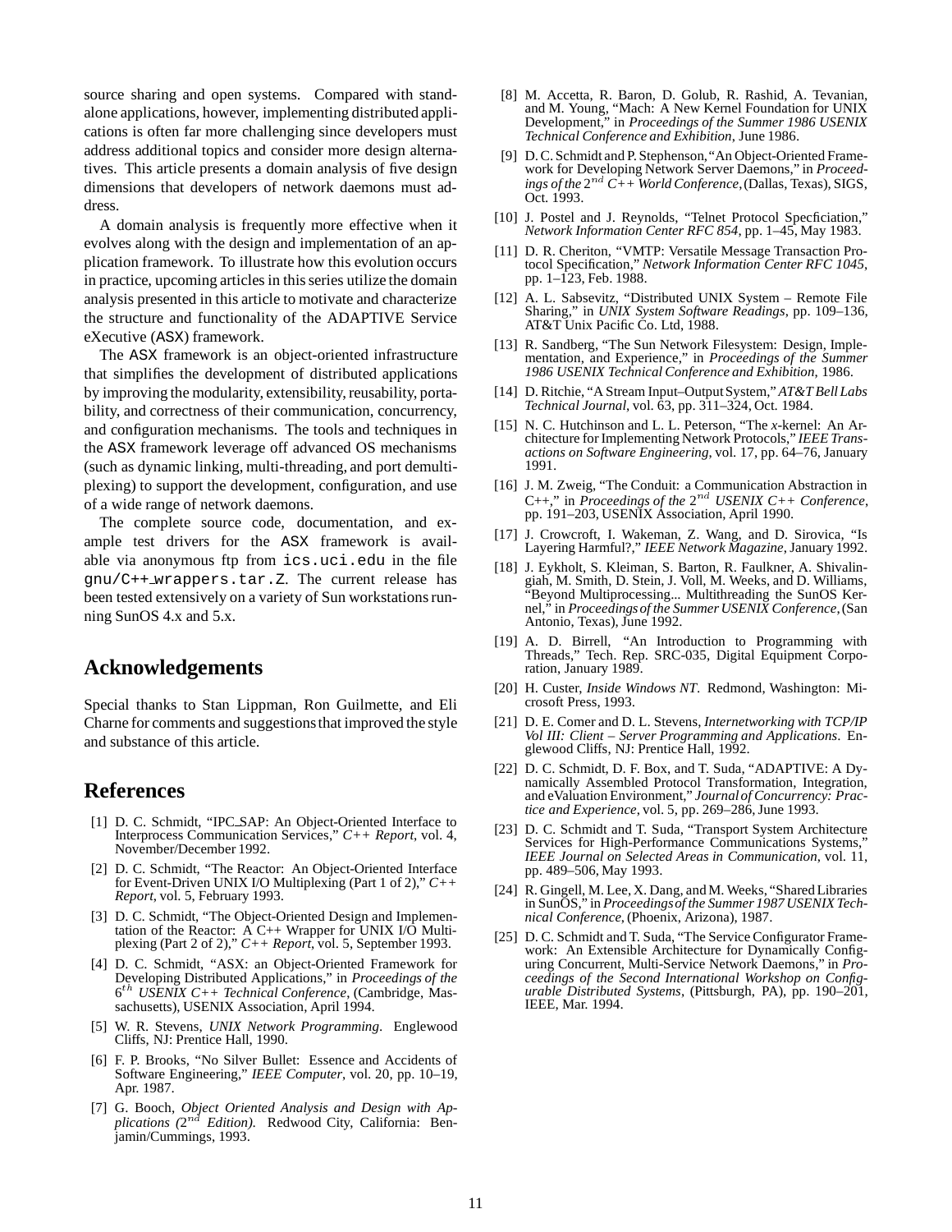source sharing and open systems. Compared with stand-alone applications, however, implementing distributed applications is often far more challenging since developers must address additional topics and consider more design alternatives. This article presents a domain analysis of five design dimensions that developers of network daemons must address.

A domain analysis is frequently more effective when it evolves along with the design and implementation of an application framework. To illustrate how this evolution occurs in practice, upcoming articles in this series utilize the domain analysis presented in this article to motivate and characterize the structure and functionality of the ADAPTIVE Service eXecutive (ASX) framework.

The ASX framework is an object-oriented infrastructure that simplifies the development of distributed applications by improving the modularity, extensibility, reusability, portability, and correctness of their communication, concurrency, and configuration mechanisms. The tools and techniques in the ASX framework leverage off advanced OS mechanisms (such as dynamic linking, multi-threading, and port demultiplexing) to support the development, configuration, and use of a wide range of network daemons.

The complete source code, documentation, and example test drivers for the ASX framework is available via anonymous ftp from `ics.uci.edu` in the file `gnu/C++_wrappers.tar.Z`. The current release has been tested extensively on a variety of Sun workstations running SunOS 4.x and 5.x.

## Acknowledgements

Special thanks to Stan Lippman, Ron Guilmette, and Eli Charne for comments and suggestions that improved the style and substance of this article.

## References

[1] D. C. Schmidt, "IPC_SAP: An Object-Oriented Interface to Interprocess Communication Services," *C++ Report*, vol. 4, November/December 1992.

[2] D. C. Schmidt, "The Reactor: An Object-Oriented Interface for Event-Driven UNIX I/O Multiplexing (Part 1 of 2)," *C++ Report*, vol. 5, February 1993.

[3] D. C. Schmidt, "The Object-Oriented Design and Implementation of the Reactor: A C++ Wrapper for UNIX I/O Multiplexing (Part 2 of 2)," *C++ Report*, vol. 5, September 1993.

[4] D. C. Schmidt, "ASX: an Object-Oriented Framework for Developing Distributed Applications," in *Proceedings of the* $6^{th}$ *USENIX C++ Technical Conference*, (Cambridge, Massachusetts), USENIX Association, April 1994.

[5] W. R. Stevens, *UNIX Network Programming*. Englewood Cliffs, NJ: Prentice Hall, 1990.

[6] F. P. Brooks, "No Silver Bullet: Essence and Accidents of Software Engineering," *IEEE Computer*, vol. 20, pp. 10–19, Apr. 1987.

[7] G. Booch, *Object Oriented Analysis and Design with Applications (*$2^{nd}$ *Edition)*. Redwood City, California: Benjamin/Cummings, 1993.

[8] M. Accetta, R. Baron, D. Golub, R. Rashid, A. Tevanian, and M. Young, "Mach: A New Kernel Foundation for UNIX Development," in *Proceedings of the Summer 1986 USENIX Technical Conference and Exhibition*, June 1986.

[9] D. C. Schmidt and P. Stephenson, "An Object-Oriented Framework for Developing Network Server Daemons," in *Proceedings of the* $2^{nd}$ *C++ World Conference*, (Dallas, Texas), SIGS, Oct. 1993.

[10] J. Postel and J. Reynolds, "Telnet Protocol Specfiication," *Network Information Center RFC 854*, pp. 1–45, May 1983.

[11] D. R. Cheriton, "VMTP: Versatile Message Transaction Protocol Specification," *Network Information Center RFC 1045*, pp. 1–123, Feb. 1988.

[12] A. L. Sabsevitz, "Distributed UNIX System – Remote File Sharing," in *UNIX System Software Readings*, pp. 109–136, AT&T Unix Pacific Co. Ltd, 1988.

[13] R. Sandberg, "The Sun Network Filesystem: Design, Implementation, and Experience," in *Proceedings of the Summer 1986 USENIX Technical Conference and Exhibition*, 1986.

[14] D. Ritchie, "A Stream Input–Output System," *AT&T Bell Labs Technical Journal*, vol. 63, pp. 311–324, Oct. 1984.

[15] N. C. Hutchinson and L. L. Peterson, "The *x*-kernel: An Architecture for Implementing Network Protocols," *IEEE Transactions on Software Engineering*, vol. 17, pp. 64–76, January 1991.

[16] J. M. Zweig, "The Conduit: a Communication Abstraction in C++," in *Proceedings of the* $2^{nd}$ *USENIX C++ Conference*, pp. 191–203, USENIX Association, April 1990.

[17] J. Crowcroft, I. Wakeman, Z. Wang, and D. Sirovica, "Is Layering Harmful?," *IEEE Network Magazine*, January 1992.

[18] J. Eykholt, S. Kleiman, S. Barton, R. Faulkner, A. Shivalingiah, M. Smith, D. Stein, J. Voll, M. Weeks, and D. Williams, "Beyond Multiprocessing... Multithreading the SunOS Kernel," in *Proceedings of the Summer USENIX Conference*, (San Antonio, Texas), June 1992.

[19] A. D. Birrell, "An Introduction to Programming with Threads," Tech. Rep. SRC-035, Digital Equipment Corporation, January 1989.

[20] H. Custer, *Inside Windows NT*. Redmond, Washington: Microsoft Press, 1993.

[21] D. E. Comer and D. L. Stevens, *Internetworking with TCP/IP Vol III: Client – Server Programming and Applications*. Englewood Cliffs, NJ: Prentice Hall, 1992.

[22] D. C. Schmidt, D. F. Box, and T. Suda, "ADAPTIVE: A Dynamically Assembled Protocol Transformation, Integration, and eValuation Environment," *Journal of Concurrency: Practice and Experience*, vol. 5, pp. 269–286, June 1993.

[23] D. C. Schmidt and T. Suda, "Transport System Architecture Services for High-Performance Communications Systems," *IEEE Journal on Selected Areas in Communication*, vol. 11, pp. 489–506, May 1993.

[24] R. Gingell, M. Lee, X. Dang, and M. Weeks, "Shared Libraries in SunOS," in *Proceedings of the Summer 1987 USENIX Technical Conference*, (Phoenix, Arizona), 1987.

[25] D. C. Schmidt and T. Suda, "The Service Configurator Framework: An Extensible Architecture for Dynamically Configuring Concurrent, Multi-Service Network Daemons," in *Proceedings of the Second International Workshop on Configurable Distributed Systems*, (Pittsburgh, PA), pp. 190–201, IEEE, Mar. 1994.